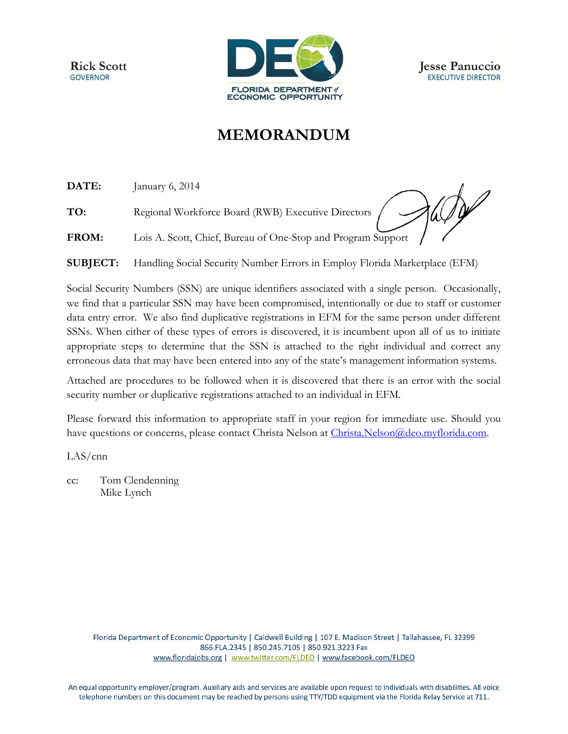Rick Scott
GOVERNOR

FLORIDA DEPARTMENT of ECONOMIC OPPORTUNITY

Jesse Panuccio
EXECUTIVE DIRECTOR

# MEMORANDUM

**DATE:** January 6, 2014

**TO:** Regional Workforce Board (RWB) Executive Directors

**FROM:** Lois A. Scott, Chief, Bureau of One-Stop and Program Support

**SUBJECT:** Handling Social Security Number Errors in Employ Florida Marketplace (EFM)

Social Security Numbers (SSN) are unique identifiers associated with a single person. Occasionally, we find that a particular SSN may have been compromised, intentionally or due to staff or customer data entry error. We also find duplicative registrations in EFM for the same person under different SSNs. When either of these types of errors is discovered, it is incumbent upon all of us to initiate appropriate steps to determine that the SSN is attached to the right individual and correct any erroneous data that may have been entered into any of the state's management information systems.

Attached are procedures to be followed when it is discovered that there is an error with the social security number or duplicative registrations attached to an individual in EFM.

Please forward this information to appropriate staff in your region for immediate use. Should you have questions or concerns, please contact Christa Nelson at Christa.Nelson@deo.myflorida.com.

LAS/cnn

cc: Tom Clendenning
Mike Lynch

Florida Department of Economic Opportunity | Caldwell Building | 107 E. Madison Street | Tallahassee, FL 32399
866.FLA.2345 | 850.245.7105 | 850.921.3223 Fax
www.floridajobs.org | www.twitter.com/FLDEO | www.facebook.com/FLDEO

An equal opportunity employer/program. Auxiliary aids and services are available upon request to individuals with disabilities. All voice telephone numbers on this document may be reached by persons using TTY/TDD equipment via the Florida Relay Service at 711.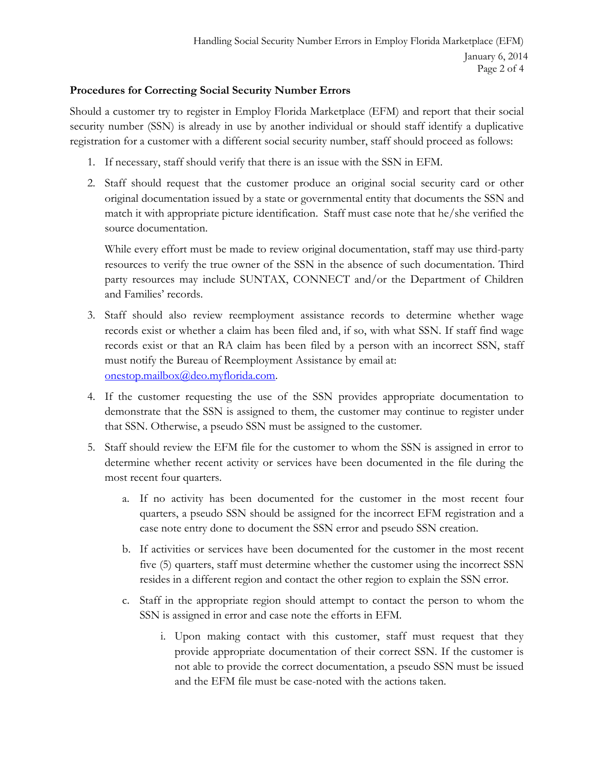**Procedures for Correcting Social Security Number Errors**

Should a customer try to register in Employ Florida Marketplace (EFM) and report that their social security number (SSN) is already in use by another individual or should staff identify a duplicative registration for a customer with a different social security number, staff should proceed as follows:

1. If necessary, staff should verify that there is an issue with the SSN in EFM.
2. Staff should request that the customer produce an original social security card or other original documentation issued by a state or governmental entity that documents the SSN and match it with appropriate picture identification. Staff must case note that he/she verified the source documentation.

   While every effort must be made to review original documentation, staff may use third-party resources to verify the true owner of the SSN in the absence of such documentation. Third party resources may include SUNTAX, CONNECT and/or the Department of Children and Families' records.
3. Staff should also review reemployment assistance records to determine whether wage records exist or whether a claim has been filed and, if so, with what SSN. If staff find wage records exist or that an RA claim has been filed by a person with an incorrect SSN, staff must notify the Bureau of Reemployment Assistance by email at: onestop.mailbox@deo.myflorida.com.
4. If the customer requesting the use of the SSN provides appropriate documentation to demonstrate that the SSN is assigned to them, the customer may continue to register under that SSN. Otherwise, a pseudo SSN must be assigned to the customer.
5. Staff should review the EFM file for the customer to whom the SSN is assigned in error to determine whether recent activity or services have been documented in the file during the most recent four quarters.
   a. If no activity has been documented for the customer in the most recent four quarters, a pseudo SSN should be assigned for the incorrect EFM registration and a case note entry done to document the SSN error and pseudo SSN creation.
   b. If activities or services have been documented for the customer in the most recent five (5) quarters, staff must determine whether the customer using the incorrect SSN resides in a different region and contact the other region to explain the SSN error.
   c. Staff in the appropriate region should attempt to contact the person to whom the SSN is assigned in error and case note the efforts in EFM.
      i. Upon making contact with this customer, staff must request that they provide appropriate documentation of their correct SSN. If the customer is not able to provide the correct documentation, a pseudo SSN must be issued and the EFM file must be case-noted with the actions taken.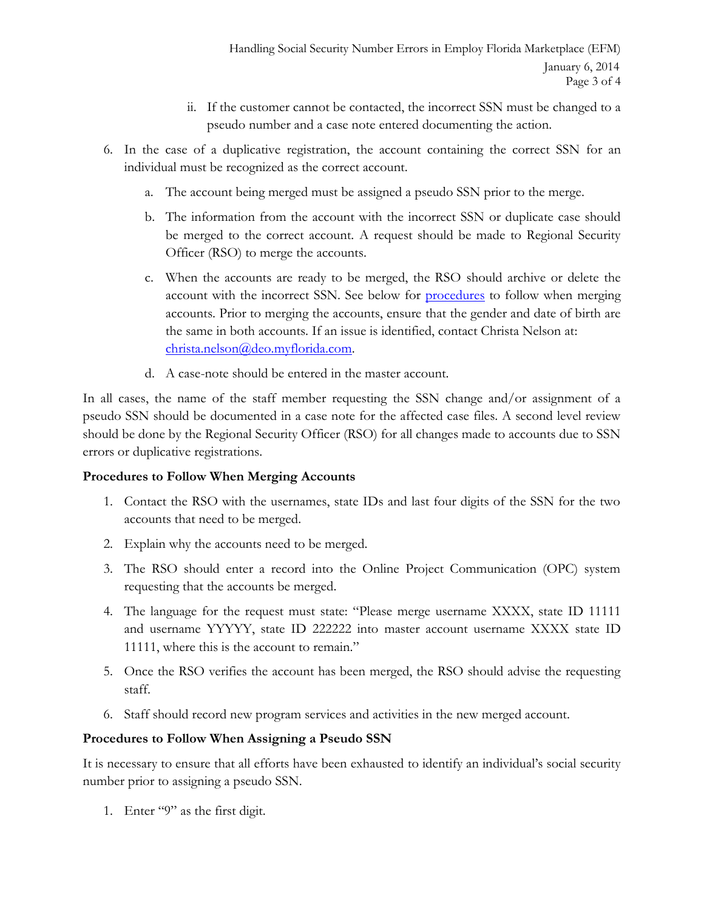ii. If the customer cannot be contacted, the incorrect SSN must be changed to a pseudo number and a case note entered documenting the action.

6. In the case of a duplicative registration, the account containing the correct SSN for an individual must be recognized as the correct account.

    a. The account being merged must be assigned a pseudo SSN prior to the merge.

    b. The information from the account with the incorrect SSN or duplicate case should be merged to the correct account. A request should be made to Regional Security Officer (RSO) to merge the accounts.

    c. When the accounts are ready to be merged, the RSO should archive or delete the account with the incorrect SSN. See below for procedures to follow when merging accounts. Prior to merging the accounts, ensure that the gender and date of birth are the same in both accounts. If an issue is identified, contact Christa Nelson at: christa.nelson@deo.myflorida.com.

    d. A case-note should be entered in the master account.

In all cases, the name of the staff member requesting the SSN change and/or assignment of a pseudo SSN should be documented in a case note for the affected case files. A second level review should be done by the Regional Security Officer (RSO) for all changes made to accounts due to SSN errors or duplicative registrations.

**Procedures to Follow When Merging Accounts**

1. Contact the RSO with the usernames, state IDs and last four digits of the SSN for the two accounts that need to be merged.

2. Explain why the accounts need to be merged.

3. The RSO should enter a record into the Online Project Communication (OPC) system requesting that the accounts be merged.

4. The language for the request must state: "Please merge username XXXX, state ID 11111 and username YYYYY, state ID 222222 into master account username XXXX state ID 11111, where this is the account to remain."

5. Once the RSO verifies the account has been merged, the RSO should advise the requesting staff.

6. Staff should record new program services and activities in the new merged account.

**Procedures to Follow When Assigning a Pseudo SSN**

It is necessary to ensure that all efforts have been exhausted to identify an individual's social security number prior to assigning a pseudo SSN.

1. Enter "9" as the first digit.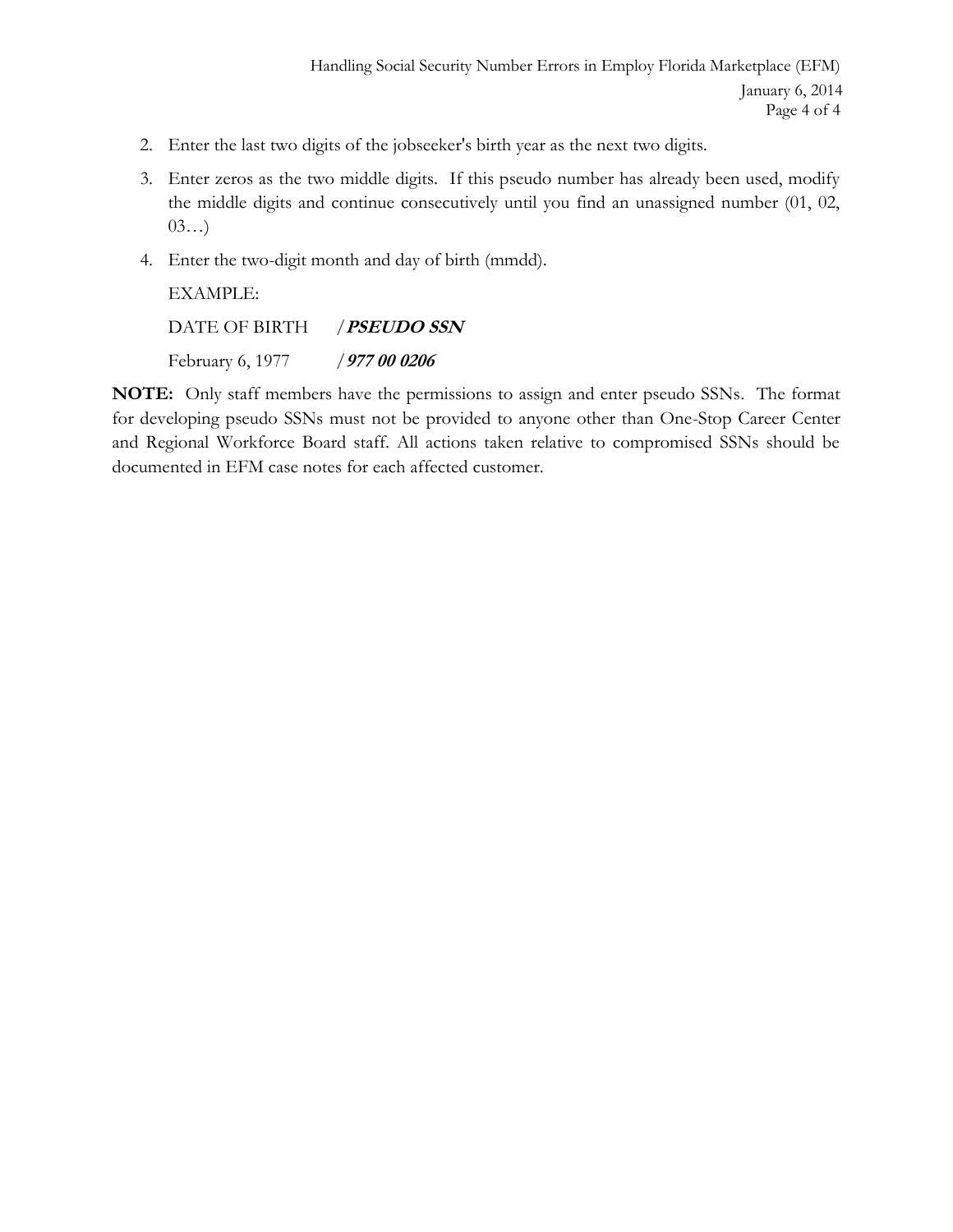2. Enter the last two digits of the jobseeker's birth year as the next two digits.
3. Enter zeros as the two middle digits. If this pseudo number has already been used, modify the middle digits and continue consecutively until you find an unassigned number (01, 02, 03…)
4. Enter the two-digit month and day of birth (mmdd).

   EXAMPLE:

   DATE OF BIRTH / ***PSEUDO SSN***

   February 6, 1977 / ***977 00 0206***

**NOTE:** Only staff members have the permissions to assign and enter pseudo SSNs. The format for developing pseudo SSNs must not be provided to anyone other than One-Stop Career Center and Regional Workforce Board staff. All actions taken relative to compromised SSNs should be documented in EFM case notes for each affected customer.